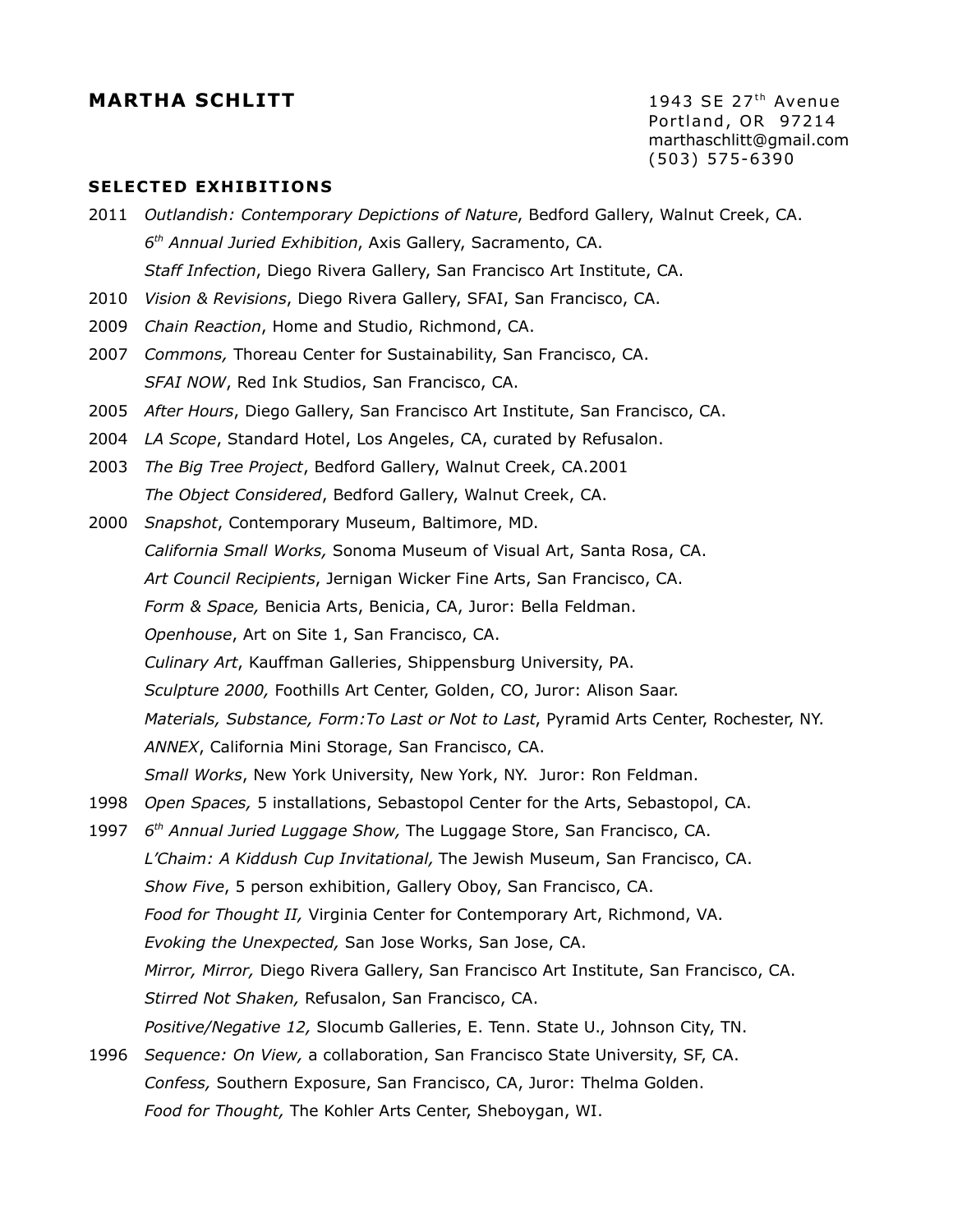# MARTHA SCHLITT

1943 SE 27th Avenue
Portland, OR 97214
marthaschlitt@gmail.com
(503) 575-6390

## SELECTED EXHIBITIONS

2011 *Outlandish: Contemporary Depictions of Nature*, Bedford Gallery, Walnut Creek, CA.
*6th Annual Juried Exhibition*, Axis Gallery, Sacramento, CA.
*Staff Infection*, Diego Rivera Gallery, San Francisco Art Institute, CA.

2010 *Vision & Revisions*, Diego Rivera Gallery, SFAI, San Francisco, CA.

2009 *Chain Reaction*, Home and Studio, Richmond, CA.

2007 *Commons,* Thoreau Center for Sustainability, San Francisco, CA.
*SFAI NOW*, Red Ink Studios, San Francisco, CA.

2005 *After Hours*, Diego Gallery, San Francisco Art Institute, San Francisco, CA.

2004 *LA Scope*, Standard Hotel, Los Angeles, CA, curated by Refusalon.

2003 *The Big Tree Project*, Bedford Gallery, Walnut Creek, CA.2001
*The Object Considered*, Bedford Gallery, Walnut Creek, CA.

2000 *Snapshot*, Contemporary Museum, Baltimore, MD.
*California Small Works,* Sonoma Museum of Visual Art, Santa Rosa, CA.
*Art Council Recipients*, Jernigan Wicker Fine Arts, San Francisco, CA.
*Form & Space,* Benicia Arts, Benicia, CA, Juror: Bella Feldman.
*Openhouse*, Art on Site 1, San Francisco, CA.
*Culinary Art*, Kauffman Galleries, Shippensburg University, PA.
*Sculpture 2000,* Foothills Art Center, Golden, CO, Juror: Alison Saar.
*Materials, Substance, Form:To Last or Not to Last*, Pyramid Arts Center, Rochester, NY.
*ANNEX*, California Mini Storage, San Francisco, CA.
*Small Works*, New York University, New York, NY. Juror: Ron Feldman.

1998 *Open Spaces,* 5 installations, Sebastopol Center for the Arts, Sebastopol, CA.

1997 *6th Annual Juried Luggage Show,* The Luggage Store, San Francisco, CA.
*L'Chaim: A Kiddush Cup Invitational,* The Jewish Museum, San Francisco, CA.
*Show Five*, 5 person exhibition, Gallery Oboy, San Francisco, CA.
*Food for Thought II,* Virginia Center for Contemporary Art, Richmond, VA.
*Evoking the Unexpected,* San Jose Works, San Jose, CA.
*Mirror, Mirror,* Diego Rivera Gallery, San Francisco Art Institute, San Francisco, CA.
*Stirred Not Shaken,* Refusalon, San Francisco, CA.
*Positive/Negative 12,* Slocumb Galleries, E. Tenn. State U., Johnson City, TN.

1996 *Sequence: On View,* a collaboration, San Francisco State University, SF, CA.
*Confess,* Southern Exposure, San Francisco, CA, Juror: Thelma Golden.
*Food for Thought,* The Kohler Arts Center, Sheboygan, WI.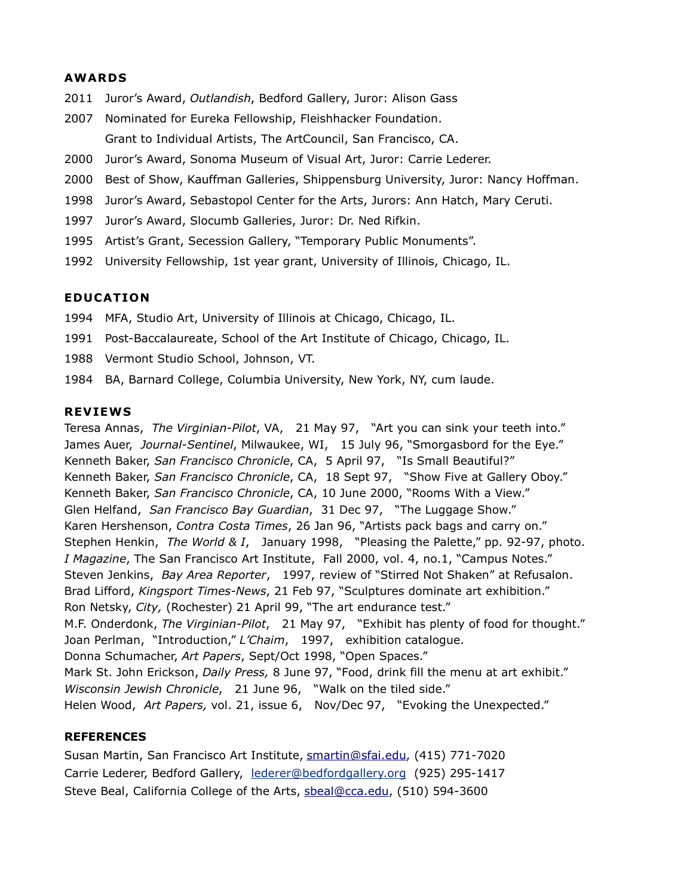## AWARDS

2011 Juror's Award, *Outlandish*, Bedford Gallery, Juror: Alison Gass

2007 Nominated for Eureka Fellowship, Fleishhacker Foundation.
Grant to Individual Artists, The ArtCouncil, San Francisco, CA.

2000 Juror's Award, Sonoma Museum of Visual Art, Juror: Carrie Lederer.

2000 Best of Show, Kauffman Galleries, Shippensburg University, Juror: Nancy Hoffman.

1998 Juror's Award, Sebastopol Center for the Arts, Jurors: Ann Hatch, Mary Ceruti.

1997 Juror's Award, Slocumb Galleries, Juror: Dr. Ned Rifkin.

1995 Artist's Grant, Secession Gallery, "Temporary Public Monuments".

1992 University Fellowship, 1st year grant, University of Illinois, Chicago, IL.

## EDUCATION

1994 MFA, Studio Art, University of Illinois at Chicago, Chicago, IL.

1991 Post-Baccalaureate, School of the Art Institute of Chicago, Chicago, IL.

1988 Vermont Studio School, Johnson, VT.

1984 BA, Barnard College, Columbia University, New York, NY, cum laude.

## REVIEWS

Teresa Annas, *The Virginian-Pilot*, VA, 21 May 97, "Art you can sink your teeth into."
James Auer, *Journal-Sentinel*, Milwaukee, WI, 15 July 96, "Smorgasbord for the Eye."
Kenneth Baker, *San Francisco Chronicle*, CA, 5 April 97, "Is Small Beautiful?"
Kenneth Baker, *San Francisco Chronicle*, CA, 18 Sept 97, "Show Five at Gallery Oboy."
Kenneth Baker, *San Francisco Chronicle*, CA, 10 June 2000, "Rooms With a View."
Glen Helfand, *San Francisco Bay Guardian*, 31 Dec 97, "The Luggage Show."
Karen Hershenson, *Contra Costa Times*, 26 Jan 96, "Artists pack bags and carry on."
Stephen Henkin, *The World & I*, January 1998, "Pleasing the Palette," pp. 92-97, photo.
*I Magazine*, The San Francisco Art Institute, Fall 2000, vol. 4, no.1, "Campus Notes."
Steven Jenkins, *Bay Area Reporter*, 1997, review of "Stirred Not Shaken" at Refusalon.
Brad Lifford, *Kingsport Times-News*, 21 Feb 97, "Sculptures dominate art exhibition."
Ron Netsky, *City,* (Rochester) 21 April 99, "The art endurance test."
M.F. Onderdonk, *The Virginian-Pilot*, 21 May 97, "Exhibit has plenty of food for thought."
Joan Perlman, "Introduction," *L'Chaim*, 1997, exhibition catalogue.
Donna Schumacher, *Art Papers*, Sept/Oct 1998, "Open Spaces."
Mark St. John Erickson, *Daily Press,* 8 June 97, "Food, drink fill the menu at art exhibit."
*Wisconsin Jewish Chronicle*, 21 June 96, "Walk on the tiled side."
Helen Wood, *Art Papers,* vol. 21, issue 6, Nov/Dec 97, "Evoking the Unexpected."

## REFERENCES

Susan Martin, San Francisco Art Institute, smartin@sfai.edu, (415) 771-7020
Carrie Lederer, Bedford Gallery, lederer@bedfordgallery.org (925) 295-1417
Steve Beal, California College of the Arts, sbeal@cca.edu, (510) 594-3600